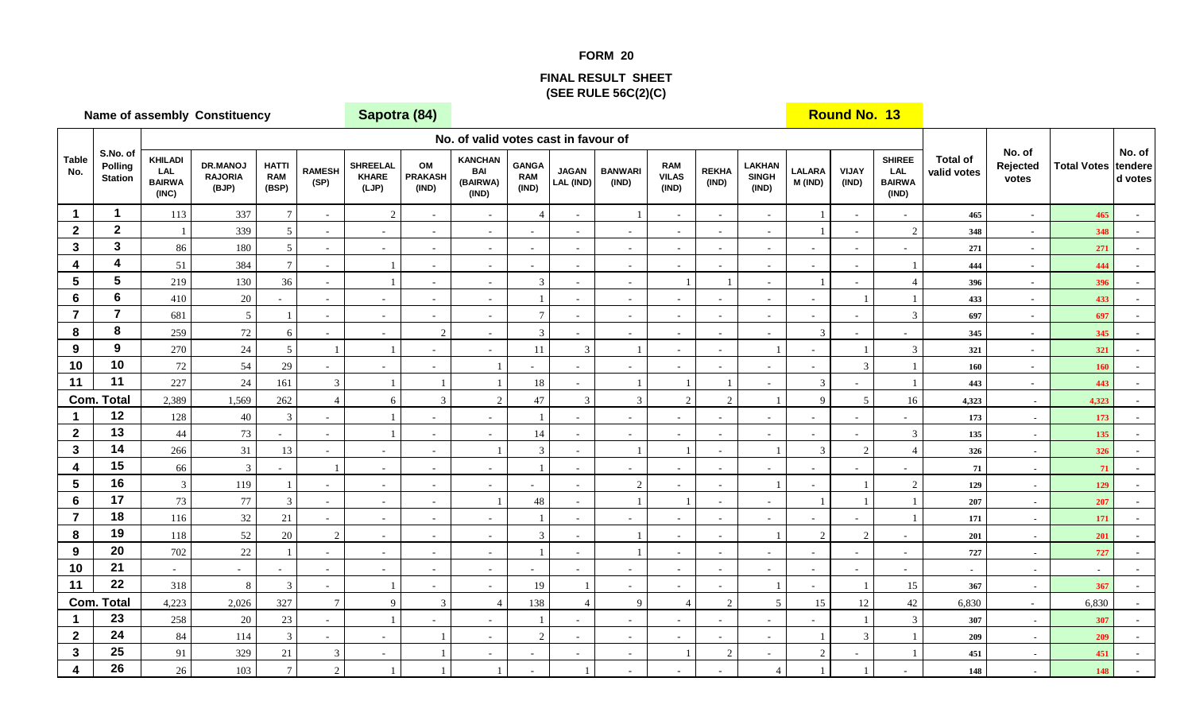# FORM 20

## FINAL RESULT SHEET
### (SEE RULE 56C(2)(C)

**Name of assembly Constituency** **Sapotra (84)** **Round No. 13**

| Table No. | S.No. of Polling Station | No. of valid votes cast in favour of | | | | | | | | | | | | | | | | | Total of valid votes | No. of Rejected votes | Total Votes | No. of tendered votes |
|---|---|---|---|---|---|---|---|---|---|---|---|---|---|---|---|---|---|---|---|---|---|---|
| | | KHILADI LAL BAIRWA (INC) | DR.MANOJ RAJORIA (BJP) | HATTI RAM (BSP) | RAMESH (SP) | SHREELAL KHARE (LJP) | OM PRAKASH (IND) | KANCHAN BAI (BAIRWA) (IND) | GANGA RAM (IND) | JAGAN LAL (IND) | BANWARI (IND) | RAM VILAS (IND) | REKHA (IND) | LAKHAN SINGH (IND) | LALARA M (IND) | VIJAY (IND) | SHIREE LAL BAIRWA (IND) | | | | |
| 1 | 1 | 113 | 337 | 7 | - | 2 | - | - | 4 | - | 1 | - | - | - | 1 | - | - | 465 | - | 465 | - |
| 2 | 2 | 1 | 339 | 5 | - | - | - | - | - | - | - | - | - | - | 1 | - | 2 | 348 | - | 348 | - |
| 3 | 3 | 86 | 180 | 5 | - | - | - | - | - | - | - | - | - | - | - | - | - | 271 | - | 271 | - |
| 4 | 4 | 51 | 384 | 7 | - | 1 | - | - | - | - | - | - | - | - | - | - | 1 | 444 | - | 444 | - |
| 5 | 5 | 219 | 130 | 36 | - | 1 | - | - | 3 | - | - | 1 | 1 | - | 1 | - | 4 | 396 | - | 396 | - |
| 6 | 6 | 410 | 20 | - | - | - | - | - | 1 | - | - | - | - | - | - | 1 | 1 | 433 | - | 433 | - |
| 7 | 7 | 681 | 5 | 1 | - | - | - | - | 7 | - | - | - | - | - | - | - | 3 | 697 | - | 697 | - |
| 8 | 8 | 259 | 72 | 6 | - | - | 2 | - | 3 | - | - | - | - | - | 3 | - | - | 345 | - | 345 | - |
| 9 | 9 | 270 | 24 | 5 | 1 | 1 | - | - | 11 | 3 | 1 | - | - | 1 | - | 1 | 3 | 321 | - | 321 | - |
| 10 | 10 | 72 | 54 | 29 | - | - | - | 1 | - | - | - | - | - | - | - | 3 | 1 | 160 | - | 160 | - |
| 11 | 11 | 227 | 24 | 161 | 3 | 1 | 1 | 1 | 18 | - | 1 | 1 | 1 | - | 3 | - | 1 | 443 | - | 443 | - |
| Com. Total | | 2,389 | 1,569 | 262 | 4 | 6 | 3 | 2 | 47 | 3 | 3 | 2 | 2 | 1 | 9 | 5 | 16 | 4,323 | - | 4,323 | - |
| 1 | 12 | 128 | 40 | 3 | - | 1 | - | - | 1 | - | - | - | - | - | - | - | - | 173 | - | 173 | - |
| 2 | 13 | 44 | 73 | - | - | 1 | - | - | 14 | - | - | - | - | - | - | - | 3 | 135 | - | 135 | - |
| 3 | 14 | 266 | 31 | 13 | - | - | - | 1 | 3 | - | 1 | 1 | - | 1 | 3 | 2 | 4 | 326 | - | 326 | - |
| 4 | 15 | 66 | 3 | - | 1 | - | - | - | 1 | - | - | - | - | - | - | - | - | 71 | - | 71 | - |
| 5 | 16 | 3 | 119 | 1 | - | - | - | - | - | - | 2 | - | - | 1 | - | 1 | 2 | 129 | - | 129 | - |
| 6 | 17 | 73 | 77 | 3 | - | - | - | 1 | 48 | - | 1 | 1 | - | - | 1 | 1 | 1 | 207 | - | 207 | - |
| 7 | 18 | 116 | 32 | 21 | - | - | - | - | 1 | - | - | - | - | - | - | - | 1 | 171 | - | 171 | - |
| 8 | 19 | 118 | 52 | 20 | 2 | - | - | - | 3 | - | 1 | - | - | 1 | 2 | 2 | - | 201 | - | 201 | - |
| 9 | 20 | 702 | 22 | 1 | - | - | - | - | 1 | - | 1 | - | - | - | - | - | - | 727 | - | 727 | - |
| 10 | 21 | - | - | - | - | - | - | - | - | - | - | - | - | - | - | - | - | - | - | - | - |
| 11 | 22 | 318 | 8 | 3 | - | 1 | - | - | 19 | 1 | - | - | - | 1 | - | 1 | 15 | 367 | - | 367 | - |
| Com. Total | | 4,223 | 2,026 | 327 | 7 | 9 | 3 | 4 | 138 | 4 | 9 | 4 | 2 | 5 | 15 | 12 | 42 | 6,830 | - | 6,830 | - |
| 1 | 23 | 258 | 20 | 23 | - | 1 | - | - | 1 | - | - | - | - | - | - | 1 | 3 | 307 | - | 307 | - |
| 2 | 24 | 84 | 114 | 3 | - | - | 1 | - | 2 | - | - | - | - | - | 1 | 3 | 1 | 209 | - | 209 | - |
| 3 | 25 | 91 | 329 | 21 | 3 | - | 1 | - | - | - | - | 1 | 2 | - | 2 | - | 1 | 451 | - | 451 | - |
| 4 | 26 | 26 | 103 | 7 | 2 | 1 | 1 | 1 | - | 1 | - | - | - | 4 | 1 | 1 | - | 148 | - | 148 | - |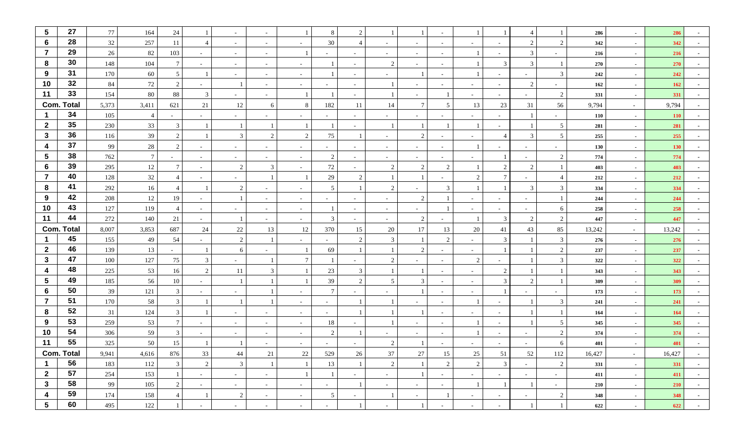| | | | | | | | | | | | | | | | | | | | | | |
|---|---|---|---|---|---|---|---|---|---|---|---|---|---|---|---|---|---|---|---|---|---|
| 5 | 27 | 77 | 164 | 24 | 1 | - | - | 1 | 8 | 2 | 1 | 1 | - | 1 | 1 | 4 | 1 | 286 | - | 286 | - |
| 6 | 28 | 32 | 257 | 11 | 4 | - | - | - | 30 | 4 | - | - | - | - | - | 2 | 2 | 342 | - | 342 | - |
| 7 | 29 | 26 | 82 | 103 | - | - | - | 1 | - | - | - | - | - | 1 | - | 3 | - | 216 | - | 216 | - |
| 8 | 30 | 148 | 104 | 7 | - | - | - | - | 1 | - | 2 | - | - | 1 | 3 | 3 | 1 | 270 | - | 270 | - |
| 9 | 31 | 170 | 60 | 5 | 1 | - | - | - | 1 | - | - | 1 | - | 1 | - | - | 3 | 242 | - | 242 | - |
| 10 | 32 | 84 | 72 | 2 | - | 1 | - | - | - | - | 1 | - | - | - | - | 2 | - | 162 | - | 162 | - |
| 11 | 33 | 154 | 80 | 88 | 3 | - | - | 1 | 1 | - | 1 | - | 1 | - | - | - | 2 | 331 | - | 331 | - |
| Com. Total | | 5,373 | 3,411 | 621 | 21 | 12 | 6 | 8 | 182 | 11 | 14 | 7 | 5 | 13 | 23 | 31 | 56 | 9,794 | - | 9,794 | - |
| 1 | 34 | 105 | 4 | - | - | - | - | - | - | - | - | - | - | - | - | 1 | - | 110 | - | 110 | - |
| 2 | 35 | 230 | 33 | 3 | 1 | 1 | 1 | 1 | 1 | - | 1 | 1 | 1 | 1 | - | 1 | 5 | 281 | - | 281 | - |
| 3 | 36 | 116 | 39 | 2 | 1 | 3 | 2 | 2 | 75 | 1 | - | 2 | - | - | 4 | 3 | 5 | 255 | - | 255 | - |
| 4 | 37 | 99 | 28 | 2 | - | - | - | - | - | - | - | - | - | 1 | - | - | - | 130 | - | 130 | - |
| 5 | 38 | 762 | 7 | - | - | - | - | - | 2 | - | - | - | - | - | 1 | - | 2 | 774 | - | 774 | - |
| 6 | 39 | 295 | 12 | 7 | - | 2 | 3 | - | 72 | - | 2 | 2 | 2 | 1 | 2 | 2 | 1 | 403 | - | 403 | - |
| 7 | 40 | 128 | 32 | 4 | - | - | 1 | 1 | 29 | 2 | 1 | 1 | - | 2 | 7 | - | 4 | 212 | - | 212 | - |
| 8 | 41 | 292 | 16 | 4 | 1 | 2 | - | - | 5 | 1 | 2 | - | 3 | 1 | 1 | 3 | 3 | 334 | - | 334 | - |
| 9 | 42 | 208 | 12 | 19 | - | 1 | - | - | - | - | - | 2 | 1 | - | - | - | 1 | 244 | - | 244 | - |
| 10 | 43 | 127 | 119 | 4 | - | - | - | - | 1 | - | - | - | 1 | - | - | - | 6 | 258 | - | 258 | - |
| 11 | 44 | 272 | 140 | 21 | - | 1 | - | - | 3 | - | - | 2 | - | 1 | 3 | 2 | 2 | 447 | - | 447 | - |
| Com. Total | | 8,007 | 3,853 | 687 | 24 | 22 | 13 | 12 | 370 | 15 | 20 | 17 | 13 | 20 | 41 | 43 | 85 | 13,242 | - | 13,242 | - |
| 1 | 45 | 155 | 49 | 54 | - | 2 | 1 | - | - | 2 | 3 | 1 | 2 | - | 3 | 1 | 3 | 276 | - | 276 | - |
| 2 | 46 | 139 | 13 | - | 1 | 6 | - | 1 | 69 | 1 | 1 | 2 | - | - | 1 | 1 | 2 | 237 | - | 237 | - |
| 3 | 47 | 100 | 127 | 75 | 3 | - | 1 | 7 | 1 | - | 2 | - | - | 2 | - | 1 | 3 | 322 | - | 322 | - |
| 4 | 48 | 225 | 53 | 16 | 2 | 11 | 3 | 1 | 23 | 3 | 1 | 1 | - | - | 2 | 1 | 1 | 343 | - | 343 | - |
| 5 | 49 | 185 | 56 | 10 | - | 1 | 1 | 1 | 39 | 2 | 5 | 3 | - | - | 3 | 2 | 1 | 309 | - | 309 | - |
| 6 | 50 | 39 | 121 | 3 | - | - | 1 | - | 7 | - | - | 1 | - | - | 1 | - | - | 173 | - | 173 | - |
| 7 | 51 | 170 | 58 | 3 | 1 | 1 | 1 | - | - | 1 | 1 | - | - | 1 | - | 1 | 3 | 241 | - | 241 | - |
| 8 | 52 | 31 | 124 | 3 | 1 | - | - | - | - | 1 | 1 | 1 | - | - | - | 1 | 1 | 164 | - | 164 | - |
| 9 | 53 | 259 | 53 | 7 | - | - | - | - | 18 | - | 1 | - | - | 1 | - | 1 | 5 | 345 | - | 345 | - |
| 10 | 54 | 306 | 59 | 3 | - | - | - | - | 2 | 1 | - | - | - | 1 | - | - | 2 | 374 | - | 374 | - |
| 11 | 55 | 325 | 50 | 15 | 1 | 1 | - | - | - | - | 2 | 1 | - | - | - | - | 6 | 401 | - | 401 | - |
| Com. Total | | 9,941 | 4,616 | 876 | 33 | 44 | 21 | 22 | 529 | 26 | 37 | 27 | 15 | 25 | 51 | 52 | 112 | 16,427 | - | 16,427 | - |
| 1 | 56 | 183 | 112 | 3 | 2 | 3 | 1 | 1 | 13 | 1 | 2 | 1 | 2 | 2 | 3 | - | 2 | 331 | - | 331 | - |
| 2 | 57 | 254 | 153 | 1 | - | - | - | 1 | 1 | - | - | 1 | - | - | - | - | - | 411 | - | 411 | - |
| 3 | 58 | 99 | 105 | 2 | - | - | - | - | - | 1 | - | - | - | 1 | 1 | 1 | - | 210 | - | 210 | - |
| 4 | 59 | 174 | 158 | 4 | 1 | 2 | - | - | 5 | - | 1 | - | 1 | - | - | - | 2 | 348 | - | 348 | - |
| 5 | 60 | 495 | 122 | 1 | - | - | - | - | - | 1 | - | 1 | - | - | - | 1 | 1 | 622 | - | 622 | - |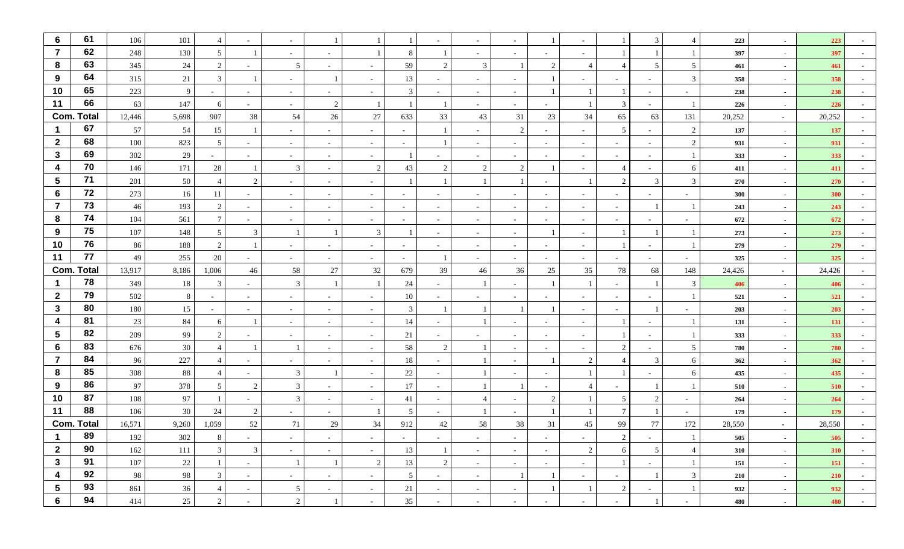| | | | | | | | | | | | | | | | | | | | | | |
|---|---|---|---|---|---|---|---|---|---|---|---|---|---|---|---|---|---|---|---|---|---|
| 6 | 61 | 106 | 101 | 4 | - | - | 1 | 1 | 1 | - | - | - | 1 | - | 1 | 3 | 4 | 223 | - | 223 | - |
| 7 | 62 | 248 | 130 | 5 | 1 | - | - | 1 | 8 | 1 | - | - | - | - | 1 | 1 | 1 | 397 | - | 397 | - |
| 8 | 63 | 345 | 24 | 2 | - | 5 | - | - | 59 | 2 | 3 | 1 | 2 | 4 | 4 | 5 | 5 | 461 | - | 461 | - |
| 9 | 64 | 315 | 21 | 3 | 1 | - | 1 | - | 13 | - | - | - | 1 | - | - | - | 3 | 358 | - | 358 | - |
| 10 | 65 | 223 | 9 | - | - | - | - | - | 3 | - | - | - | 1 | 1 | 1 | - | - | 238 | - | 238 | - |
| 11 | 66 | 63 | 147 | 6 | - | - | 2 | 1 | 1 | 1 | - | - | - | 1 | 3 | - | 1 | 226 | - | 226 | - |
| Com. Total | | 12,446 | 5,698 | 907 | 38 | 54 | 26 | 27 | 633 | 33 | 43 | 31 | 23 | 34 | 65 | 63 | 131 | 20,252 | - | 20,252 | - |
| 1 | 67 | 57 | 54 | 15 | 1 | - | - | - | - | 1 | - | 2 | - | - | 5 | - | 2 | 137 | - | 137 | - |
| 2 | 68 | 100 | 823 | 5 | - | - | - | - | - | 1 | - | - | - | - | - | - | 2 | 931 | - | 931 | - |
| 3 | 69 | 302 | 29 | - | - | - | - | - | 1 | - | - | - | - | - | - | - | 1 | 333 | - | 333 | - |
| 4 | 70 | 146 | 171 | 28 | 1 | 3 | - | 2 | 43 | 2 | 2 | 2 | 1 | - | 4 | - | 6 | 411 | - | 411 | - |
| 5 | 71 | 201 | 50 | 4 | 2 | - | - | - | 1 | 1 | 1 | 1 | - | 1 | 2 | 3 | 3 | 270 | - | 270 | - |
| 6 | 72 | 273 | 16 | 11 | - | - | - | - | - | - | - | - | - | - | - | - | - | 300 | - | 300 | - |
| 7 | 73 | 46 | 193 | 2 | - | - | - | - | - | - | - | - | - | - | - | 1 | 1 | 243 | - | 243 | - |
| 8 | 74 | 104 | 561 | 7 | - | - | - | - | - | - | - | - | - | - | - | - | - | 672 | - | 672 | - |
| 9 | 75 | 107 | 148 | 5 | 3 | 1 | 1 | 3 | 1 | - | - | - | 1 | - | 1 | 1 | 1 | 273 | - | 273 | - |
| 10 | 76 | 86 | 188 | 2 | 1 | - | - | - | - | - | - | - | - | - | 1 | - | 1 | 279 | - | 279 | - |
| 11 | 77 | 49 | 255 | 20 | - | - | - | - | - | 1 | - | - | - | - | - | - | - | 325 | - | 325 | - |
| Com. Total | | 13,917 | 8,186 | 1,006 | 46 | 58 | 27 | 32 | 679 | 39 | 46 | 36 | 25 | 35 | 78 | 68 | 148 | 24,426 | - | 24,426 | - |
| 1 | 78 | 349 | 18 | 3 | - | 3 | 1 | 1 | 24 | - | 1 | - | 1 | 1 | - | 1 | 3 | 406 | - | 406 | - |
| 2 | 79 | 502 | 8 | - | - | - | - | - | 10 | - | - | - | - | - | - | - | 1 | 521 | - | 521 | - |
| 3 | 80 | 180 | 15 | - | - | - | - | - | 3 | 1 | 1 | 1 | 1 | - | - | 1 | - | 203 | - | 203 | - |
| 4 | 81 | 23 | 84 | 6 | 1 | - | - | - | 14 | - | 1 | - | - | - | 1 | - | 1 | 131 | - | 131 | - |
| 5 | 82 | 209 | 99 | 2 | - | - | - | - | 21 | - | - | - | - | - | 1 | - | 1 | 333 | - | 333 | - |
| 6 | 83 | 676 | 30 | 4 | 1 | 1 | - | - | 58 | 2 | 1 | - | - | - | 2 | - | 5 | 780 | - | 780 | - |
| 7 | 84 | 96 | 227 | 4 | - | - | - | - | 18 | - | 1 | - | 1 | 2 | 4 | 3 | 6 | 362 | - | 362 | - |
| 8 | 85 | 308 | 88 | 4 | - | 3 | 1 | - | 22 | - | 1 | - | - | 1 | 1 | - | 6 | 435 | - | 435 | - |
| 9 | 86 | 97 | 378 | 5 | 2 | 3 | - | - | 17 | - | 1 | 1 | - | 4 | - | 1 | 1 | 510 | - | 510 | - |
| 10 | 87 | 108 | 97 | 1 | - | 3 | - | - | 41 | - | 4 | - | 2 | 1 | 5 | 2 | - | 264 | - | 264 | - |
| 11 | 88 | 106 | 30 | 24 | 2 | - | - | 1 | 5 | - | 1 | - | 1 | 1 | 7 | 1 | - | 179 | - | 179 | - |
| Com. Total | | 16,571 | 9,260 | 1,059 | 52 | 71 | 29 | 34 | 912 | 42 | 58 | 38 | 31 | 45 | 99 | 77 | 172 | 28,550 | - | 28,550 | - |
| 1 | 89 | 192 | 302 | 8 | - | - | - | - | - | - | - | - | - | - | 2 | - | 1 | 505 | - | 505 | - |
| 2 | 90 | 162 | 111 | 3 | 3 | - | - | - | 13 | 1 | - | - | - | 2 | 6 | 5 | 4 | 310 | - | 310 | - |
| 3 | 91 | 107 | 22 | 1 | - | 1 | 1 | 2 | 13 | 2 | - | - | - | - | 1 | - | 1 | 151 | - | 151 | - |
| 4 | 92 | 98 | 98 | 3 | - | - | - | - | 5 | - | - | 1 | 1 | - | - | 1 | 3 | 210 | - | 210 | - |
| 5 | 93 | 861 | 36 | 4 | - | 5 | - | - | 21 | - | - | - | 1 | 1 | 2 | - | 1 | 932 | - | 932 | - |
| 6 | 94 | 414 | 25 | 2 | - | 2 | 1 | - | 35 | - | - | - | - | - | - | 1 | - | 480 | - | 480 | - |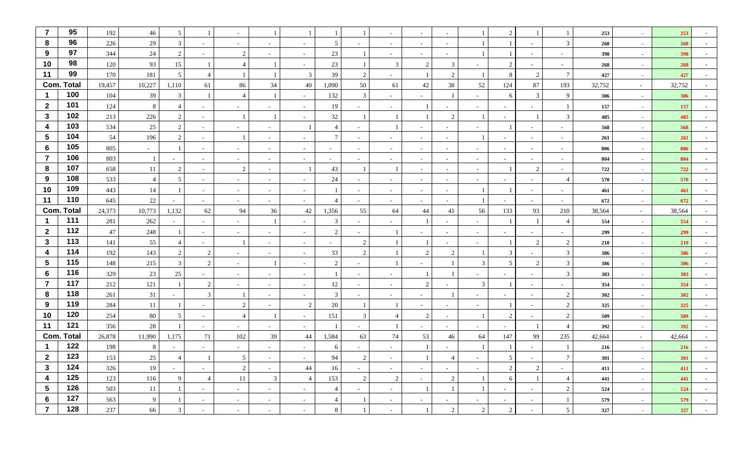| | | | | | | | | | | | | | | | | | | | | | |
|---|---|---|---|---|---|---|---|---|---|---|---|---|---|---|---|---|---|---|---|---|---|
| 7 | 95 | 192 | 46 | 5 | 1 | - | 1 | 1 | 1 | 1 | - | - | - | 1 | 2 | 1 | 1 | 253 | - | 253 | - |
| 8 | 96 | 226 | 29 | 3 | - | - | - | - | 5 | - | - | - | - | 1 | 1 | - | 3 | 268 | - | 268 | - |
| 9 | 97 | 344 | 24 | 2 | - | 2 | - | - | 23 | 1 | - | - | - | 1 | 1 | - | - | 398 | - | 398 | - |
| 10 | 98 | 120 | 93 | 15 | 1 | 4 | 1 | - | 23 | 1 | 3 | 2 | 3 | - | 2 | - | - | 268 | - | 268 | - |
| 11 | 99 | 170 | 181 | 5 | 4 | 1 | 1 | 3 | 39 | 2 | - | 1 | 2 | 1 | 8 | 2 | 7 | 427 | - | 427 | - |
| Com. Total | | 19,457 | 10,227 | 1,110 | 61 | 86 | 34 | 40 | 1,090 | 50 | 61 | 42 | 38 | 52 | 124 | 87 | 193 | 32,752 | - | 32,752 | - |
| 1 | 100 | 104 | 39 | 3 | 1 | 4 | 1 | - | 132 | 3 | - | - | 1 | - | 6 | 3 | 9 | 306 | - | 306 | - |
| 2 | 101 | 124 | 8 | 4 | - | - | - | - | 19 | - | - | 1 | - | - | - | - | 1 | 157 | - | 157 | - |
| 3 | 102 | 213 | 226 | 2 | - | 1 | 1 | - | 32 | 1 | 1 | 1 | 2 | 1 | - | 1 | 3 | 485 | - | 485 | - |
| 4 | 103 | 534 | 25 | 2 | - | - | - | 1 | 4 | - | 1 | - | - | - | 1 | - | - | 568 | - | 568 | - |
| 5 | 104 | 54 | 196 | 2 | - | 1 | - | - | 7 | - | - | - | - | 1 | - | - | - | 261 | - | 261 | - |
| 6 | 105 | 805 | - | 1 | - | - | - | - | - | - | - | - | - | - | - | - | - | 806 | - | 806 | - |
| 7 | 106 | 803 | 1 | - | - | - | - | - | - | - | - | - | - | - | - | - | - | 804 | - | 804 | - |
| 8 | 107 | 658 | 11 | 2 | - | 2 | - | 1 | 43 | 1 | 1 | - | - | - | 1 | 2 | - | 722 | - | 722 | - |
| 9 | 108 | 533 | 4 | 5 | - | - | - | - | 24 | - | - | - | - | - | - | - | 4 | 570 | - | 570 | - |
| 10 | 109 | 443 | 14 | 1 | - | - | - | - | 1 | - | - | - | - | 1 | 1 | - | - | 461 | - | 461 | - |
| 11 | 110 | 645 | 22 | - | - | - | - | - | 4 | - | - | - | - | 1 | - | - | - | 672 | - | 672 | - |
| Com. Total | | 24,373 | 10,773 | 1,132 | 62 | 94 | 36 | 42 | 1,356 | 55 | 64 | 44 | 41 | 56 | 133 | 93 | 210 | 38,564 | - | 38,564 | - |
| 1 | 111 | 281 | 262 | - | - | - | 1 | - | 3 | - | - | 1 | - | - | 1 | 1 | 4 | 554 | - | 554 | - |
| 2 | 112 | 47 | 248 | 1 | - | - | - | - | 2 | - | 1 | - | - | - | - | - | - | 299 | - | 299 | - |
| 3 | 113 | 141 | 55 | 4 | - | 1 | - | - | - | 2 | 1 | 1 | - | - | 1 | 2 | 2 | 210 | - | 210 | - |
| 4 | 114 | 192 | 143 | 2 | 2 | - | - | - | 33 | 2 | 1 | 2 | 2 | 1 | 3 | - | 3 | 386 | - | 386 | - |
| 5 | 115 | 148 | 215 | 3 | 2 | - | 1 | - | 2 | - | 1 | - | 1 | 3 | 5 | 2 | 3 | 386 | - | 386 | - |
| 6 | 116 | 329 | 23 | 25 | - | - | - | - | 1 | - | - | 1 | 1 | - | - | - | 3 | 383 | - | 383 | - |
| 7 | 117 | 212 | 121 | 1 | 2 | - | - | - | 12 | - | - | 2 | - | 3 | 1 | - | - | 354 | - | 354 | - |
| 8 | 118 | 261 | 31 | - | 3 | 1 | - | - | 3 | - | - | - | 1 | - | - | - | 2 | 302 | - | 302 | - |
| 9 | 119 | 284 | 11 | 1 | - | 2 | - | 2 | 20 | 1 | 1 | - | - | - | 1 | - | 2 | 325 | - | 325 | - |
| 10 | 120 | 254 | 80 | 5 | - | 4 | 1 | - | 151 | 3 | 4 | 2 | - | 1 | 2 | - | 2 | 509 | - | 509 | - |
| 11 | 121 | 356 | 28 | 1 | - | - | - | - | 1 | - | 1 | - | - | - | - | 1 | 4 | 392 | - | 392 | - |
| Com. Total | | 26,878 | 11,990 | 1,175 | 71 | 102 | 39 | 44 | 1,584 | 63 | 74 | 53 | 46 | 64 | 147 | 99 | 235 | 42,664 | - | 42,664 | - |
| 1 | 122 | 198 | 8 | - | - | - | - | - | 6 | - | - | 1 | - | 1 | 1 | - | 1 | 216 | - | 216 | - |
| 2 | 123 | 153 | 25 | 4 | 1 | 5 | - | - | 94 | 2 | - | 1 | 4 | - | 5 | - | 7 | 301 | - | 301 | - |
| 3 | 124 | 326 | 19 | - | - | 2 | - | 44 | 16 | - | - | - | - | - | 2 | 2 | - | 411 | - | 411 | - |
| 4 | 125 | 123 | 116 | 9 | 4 | 11 | 3 | 4 | 153 | 2 | 2 | - | 2 | 1 | 6 | 1 | 4 | 441 | - | 441 | - |
| 5 | 126 | 503 | 11 | 1 | - | - | - | - | 4 | - | - | 1 | 1 | 1 | - | - | 2 | 524 | - | 524 | - |
| 6 | 127 | 563 | 9 | 1 | - | - | - | - | 4 | 1 | - | - | - | - | - | - | 1 | 579 | - | 579 | - |
| 7 | 128 | 237 | 66 | 3 | - | - | - | - | 8 | 1 | - | 1 | 2 | 2 | 2 | - | 5 | 327 | - | 327 | - |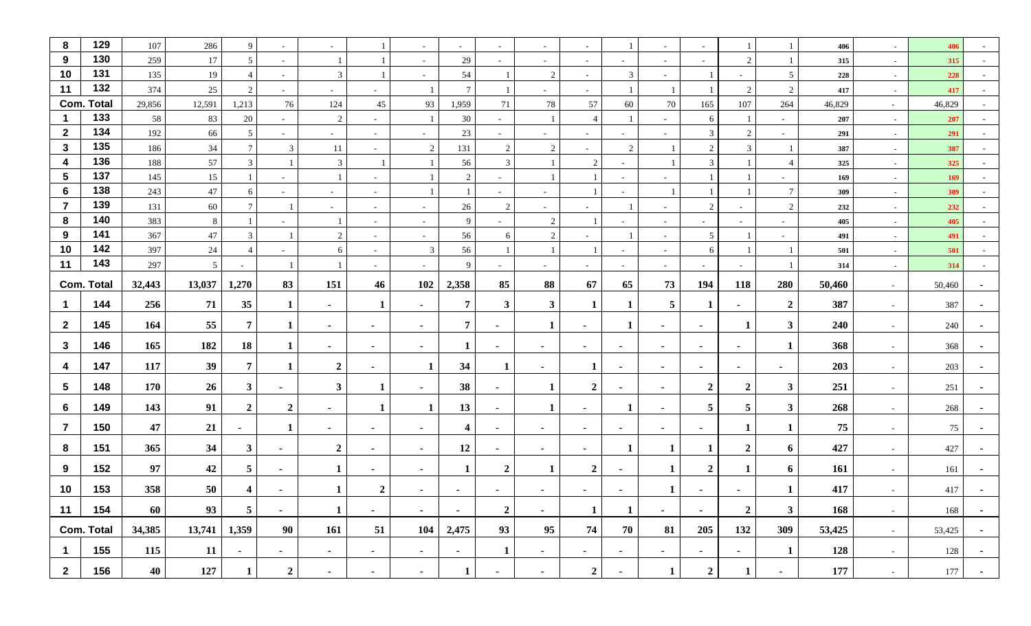| 8 | 129 | 107 | 286 | 9 | - | - | 1 | - | - | - | - | - | 1 | - | - | 1 | 1 | 406 | - | 406 | - |
|---|---|---|---|---|---|---|---|---|---|---|---|---|---|---|---|---|---|---|---|---|---|
| 9 | 130 | 259 | 17 | 5 | - | 1 | 1 | - | 29 | - | - | - | - | - | - | 2 | 1 | 315 | - | 315 | - |
| 10 | 131 | 135 | 19 | 4 | - | 3 | 1 | - | 54 | 1 | 2 | - | 3 | - | 1 | - | 5 | 228 | - | 228 | - |
| 11 | 132 | 374 | 25 | 2 | - | - | - | 1 | 7 | 1 | - | - | 1 | 1 | 1 | 2 | 2 | 417 | - | 417 | - |
| Com. Total | | 29,856 | 12,591 | 1,213 | 76 | 124 | 45 | 93 | 1,959 | 71 | 78 | 57 | 60 | 70 | 165 | 107 | 264 | 46,829 | - | 46,829 | - |
| 1 | 133 | 58 | 83 | 20 | - | 2 | - | 1 | 30 | - | 1 | 4 | 1 | - | 6 | 1 | - | 207 | - | 207 | - |
| 2 | 134 | 192 | 66 | 5 | - | - | - | - | 23 | - | - | - | - | - | 3 | 2 | - | 291 | - | 291 | - |
| 3 | 135 | 186 | 34 | 7 | 3 | 11 | - | 2 | 131 | 2 | 2 | - | 2 | 1 | 2 | 3 | 1 | 387 | - | 387 | - |
| 4 | 136 | 188 | 57 | 3 | 1 | 3 | 1 | 1 | 56 | 3 | 1 | 2 | - | 1 | 3 | 1 | 4 | 325 | - | 325 | - |
| 5 | 137 | 145 | 15 | 1 | - | 1 | - | 1 | 2 | - | 1 | 1 | - | - | 1 | 1 | - | 169 | - | 169 | - |
| 6 | 138 | 243 | 47 | 6 | - | - | - | 1 | 1 | - | - | 1 | - | 1 | 1 | 1 | 7 | 309 | - | 309 | - |
| 7 | 139 | 131 | 60 | 7 | 1 | - | - | - | 26 | 2 | - | - | 1 | - | 2 | - | 2 | 232 | - | 232 | - |
| 8 | 140 | 383 | 8 | 1 | - | 1 | - | - | 9 | - | 2 | 1 | - | - | - | - | - | 405 | - | 405 | - |
| 9 | 141 | 367 | 47 | 3 | 1 | 2 | - | - | 56 | 6 | 2 | - | 1 | - | 5 | 1 | - | 491 | - | 491 | - |
| 10 | 142 | 397 | 24 | 4 | - | 6 | - | 3 | 56 | 1 | 1 | 1 | - | - | 6 | 1 | 1 | 501 | - | 501 | - |
| 11 | 143 | 297 | 5 | - | 1 | 1 | - | - | 9 | - | - | - | - | - | - | - | 1 | 314 | - | 314 | - |
| **Com. Total** | | **32,443** | **13,037** | **1,270** | **83** | **151** | **46** | **102** | **2,358** | **85** | **88** | **67** | **65** | **73** | **194** | **118** | **280** | **50,460** | - | 50,460 | - |
| **1** | **144** | **256** | **71** | **35** | **1** | - | **1** | - | **7** | **3** | **3** | **1** | **1** | **5** | **1** | - | **2** | **387** | - | 387 | - |
| **2** | **145** | **164** | **55** | **7** | **1** | - | - | - | **7** | - | **1** | - | **1** | - | - | **1** | **3** | **240** | - | 240 | - |
| **3** | **146** | **165** | **182** | **18** | **1** | - | - | - | **1** | - | - | - | - | - | - | - | **1** | **368** | - | 368 | - |
| **4** | **147** | **117** | **39** | **7** | **1** | **2** | - | **1** | **34** | **1** | - | **1** | - | - | - | - | - | **203** | - | 203 | - |
| **5** | **148** | **170** | **26** | **3** | - | **3** | **1** | - | **38** | - | **1** | **2** | - | - | **2** | **2** | **3** | **251** | - | 251 | - |
| **6** | **149** | **143** | **91** | **2** | **2** | - | **1** | **1** | **13** | - | **1** | - | **1** | - | **5** | **5** | **3** | **268** | - | 268 | - |
| **7** | **150** | **47** | **21** | - | **1** | - | - | - | **4** | - | - | - | - | - | - | **1** | **1** | **75** | - | 75 | - |
| **8** | **151** | **365** | **34** | **3** | - | **2** | - | - | **12** | - | - | - | **1** | **1** | **1** | **2** | **6** | **427** | - | 427 | - |
| **9** | **152** | **97** | **42** | **5** | - | **1** | - | - | **1** | **2** | **1** | **2** | - | **1** | **2** | **1** | **6** | **161** | - | 161 | - |
| **10** | **153** | **358** | **50** | **4** | - | **1** | **2** | - | - | - | - | - | - | **1** | - | - | **1** | **417** | - | 417 | - |
| **11** | **154** | **60** | **93** | **5** | - | **1** | - | - | - | **2** | - | **1** | **1** | - | - | **2** | **3** | **168** | - | 168 | - |
| **Com. Total** | | **34,385** | **13,741** | **1,359** | **90** | **161** | **51** | **104** | **2,475** | **93** | **95** | **74** | **70** | **81** | **205** | **132** | **309** | **53,425** | - | 53,425 | - |
| **1** | **155** | **115** | **11** | - | - | - | - | - | - | **1** | - | - | - | - | - | - | **1** | **128** | - | 128 | - |
| **2** | **156** | **40** | **127** | **1** | **2** | - | - | - | **1** | - | - | **2** | - | **1** | **2** | **1** | - | **177** | - | 177 | - |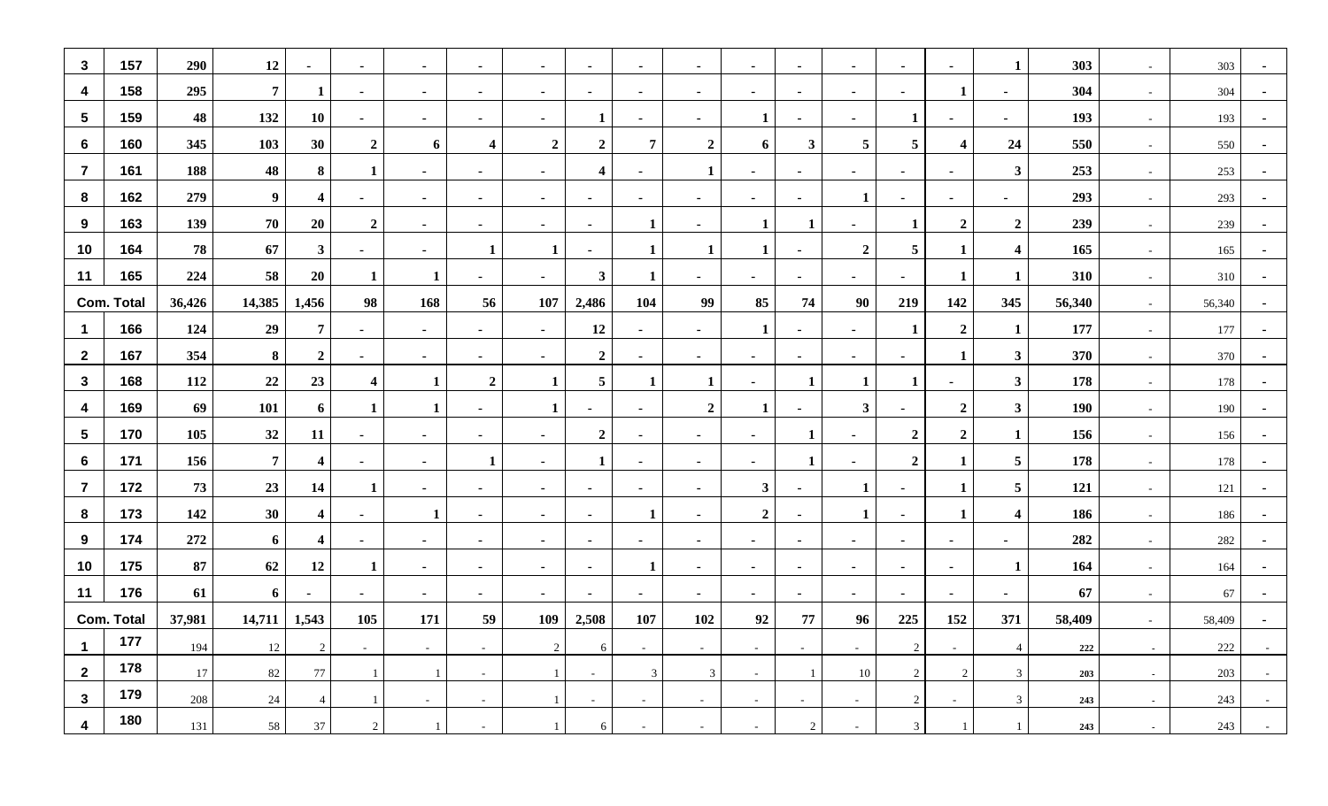| | | | | | | | | | | | | | | | | | | | | | |
|---|---|---|---|---|---|---|---|---|---|---|---|---|---|---|---|---|---|---|---|---|---|
| 3 | 157 | 290 | 12 | - | - | - | - | - | - | - | - | - | - | - | - | - | 1 | 303 | - | 303 | - |
| 4 | 158 | 295 | 7 | 1 | - | - | - | - | - | - | - | - | - | - | - | 1 | - | 304 | - | 304 | - |
| 5 | 159 | 48 | 132 | 10 | - | - | - | - | 1 | - | - | 1 | - | - | 1 | - | - | 193 | - | 193 | - |
| 6 | 160 | 345 | 103 | 30 | 2 | 6 | 4 | 2 | 2 | 7 | 2 | 6 | 3 | 5 | 5 | 4 | 24 | 550 | - | 550 | - |
| 7 | 161 | 188 | 48 | 8 | 1 | - | - | - | 4 | - | 1 | - | - | - | - | - | 3 | 253 | - | 253 | - |
| 8 | 162 | 279 | 9 | 4 | - | - | - | - | - | - | - | - | - | 1 | - | - | - | 293 | - | 293 | - |
| 9 | 163 | 139 | 70 | 20 | 2 | - | - | - | - | 1 | - | 1 | 1 | - | 1 | 2 | 2 | 239 | - | 239 | - |
| 10 | 164 | 78 | 67 | 3 | - | - | 1 | 1 | - | 1 | 1 | 1 | - | 2 | 5 | 1 | 4 | 165 | - | 165 | - |
| 11 | 165 | 224 | 58 | 20 | 1 | 1 | - | - | 3 | 1 | - | - | - | - | - | 1 | 1 | 310 | - | 310 | - |
| Com. Total | | 36,426 | 14,385 | 1,456 | 98 | 168 | 56 | 107 | 2,486 | 104 | 99 | 85 | 74 | 90 | 219 | 142 | 345 | 56,340 | - | 56,340 | - |
| 1 | 166 | 124 | 29 | 7 | - | - | - | - | 12 | - | - | 1 | - | - | 1 | 2 | 1 | 177 | - | 177 | - |
| 2 | 167 | 354 | 8 | 2 | - | - | - | - | 2 | - | - | - | - | - | - | 1 | 3 | 370 | - | 370 | - |
| 3 | 168 | 112 | 22 | 23 | 4 | 1 | 2 | 1 | 5 | 1 | 1 | - | 1 | 1 | 1 | - | 3 | 178 | - | 178 | - |
| 4 | 169 | 69 | 101 | 6 | 1 | 1 | - | 1 | - | - | 2 | 1 | - | 3 | - | 2 | 3 | 190 | - | 190 | - |
| 5 | 170 | 105 | 32 | 11 | - | - | - | - | 2 | - | - | - | 1 | - | 2 | 2 | 1 | 156 | - | 156 | - |
| 6 | 171 | 156 | 7 | 4 | - | - | 1 | - | 1 | - | - | - | 1 | - | 2 | 1 | 5 | 178 | - | 178 | - |
| 7 | 172 | 73 | 23 | 14 | 1 | - | - | - | - | - | - | 3 | - | 1 | - | 1 | 5 | 121 | - | 121 | - |
| 8 | 173 | 142 | 30 | 4 | - | 1 | - | - | - | 1 | - | 2 | - | 1 | - | 1 | 4 | 186 | - | 186 | - |
| 9 | 174 | 272 | 6 | 4 | - | - | - | - | - | - | - | - | - | - | - | - | - | 282 | - | 282 | - |
| 10 | 175 | 87 | 62 | 12 | 1 | - | - | - | - | 1 | - | - | - | - | - | - | 1 | 164 | - | 164 | - |
| 11 | 176 | 61 | 6 | - | - | - | - | - | - | - | - | - | - | - | - | - | - | 67 | - | 67 | - |
| Com. Total | | 37,981 | 14,711 | 1,543 | 105 | 171 | 59 | 109 | 2,508 | 107 | 102 | 92 | 77 | 96 | 225 | 152 | 371 | 58,409 | - | 58,409 | - |
| 1 | 177 | 194 | 12 | 2 | - | - | - | 2 | 6 | - | - | - | - | - | 2 | - | 4 | 222 | - | 222 | - |
| 2 | 178 | 17 | 82 | 77 | 1 | 1 | - | 1 | - | 3 | 3 | - | 1 | 10 | 2 | 2 | 3 | 203 | - | 203 | - |
| 3 | 179 | 208 | 24 | 4 | 1 | - | - | 1 | - | - | - | - | - | - | 2 | - | 3 | 243 | - | 243 | - |
| 4 | 180 | 131 | 58 | 37 | 2 | 1 | - | 1 | 6 | - | - | - | 2 | - | 3 | 1 | 1 | 243 | - | 243 | - |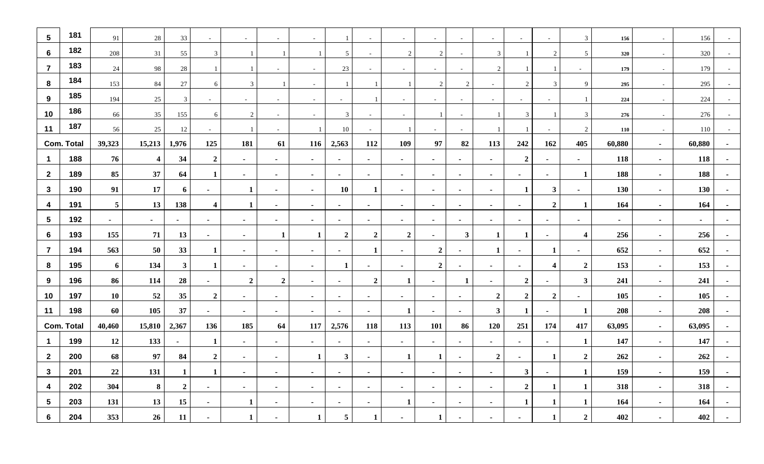| 5 | 181 | 91 | 28 | 33 | - | - | - | - | 1 | - | - | - | - | - | - | - | 3 | 156 | - | 156 | - |
|---|---|---|---|---|---|---|---|---|---|---|---|---|---|---|---|---|---|---|---|---|---|
| 6 | 182 | 208 | 31 | 55 | 3 | 1 | 1 | 1 | 5 | - | 2 | 2 | - | 3 | 1 | 2 | 5 | 320 | - | 320 | - |
| 7 | 183 | 24 | 98 | 28 | 1 | 1 | - | - | 23 | - | - | - | - | 2 | 1 | 1 | - | 179 | - | 179 | - |
| 8 | 184 | 153 | 84 | 27 | 6 | 3 | 1 | - | 1 | 1 | 1 | 2 | 2 | - | 2 | 3 | 9 | 295 | - | 295 | - |
| 9 | 185 | 194 | 25 | 3 | - | - | - | - | - | 1 | - | - | - | - | - | - | 1 | 224 | - | 224 | - |
| 10 | 186 | 66 | 35 | 155 | 6 | 2 | - | - | 3 | - | - | 1 | - | 1 | 3 | 1 | 3 | 276 | - | 276 | - |
| 11 | 187 | 56 | 25 | 12 | - | 1 | - | 1 | 10 | - | 1 | - | - | 1 | 1 | - | 2 | 110 | - | 110 | - |
| **Com. Total** | | **39,323** | **15,213** | **1,976** | **125** | **181** | **61** | **116** | **2,563** | **112** | **109** | **97** | **82** | **113** | **242** | **162** | **405** | **60,880** | **-** | **60,880** | **-** |
| **1** | **188** | **76** | **4** | **34** | **2** | **-** | **-** | **-** | **-** | **-** | **-** | **-** | **-** | **-** | **2** | **-** | **-** | **118** | **-** | **118** | **-** |
| **2** | **189** | **85** | **37** | **64** | **1** | **-** | **-** | **-** | **-** | **-** | **-** | **-** | **-** | **-** | **-** | **-** | **1** | **188** | **-** | **188** | **-** |
| **3** | **190** | **91** | **17** | **6** | **-** | **1** | **-** | **-** | **10** | **1** | **-** | **-** | **-** | **-** | **1** | **3** | **-** | **130** | **-** | **130** | **-** |
| **4** | **191** | **5** | **13** | **138** | **4** | **1** | **-** | **-** | **-** | **-** | **-** | **-** | **-** | **-** | **-** | **2** | **1** | **164** | **-** | **164** | **-** |
| **5** | **192** | **-** | **-** | **-** | **-** | **-** | **-** | **-** | **-** | **-** | **-** | **-** | **-** | **-** | **-** | **-** | **-** | **-** | **-** | **-** | **-** |
| **6** | **193** | **155** | **71** | **13** | **-** | **-** | **1** | **1** | **2** | **2** | **2** | **-** | **3** | **1** | **1** | **-** | **4** | **256** | **-** | **256** | **-** |
| **7** | **194** | **563** | **50** | **33** | **1** | **-** | **-** | **-** | **-** | **1** | **-** | **2** | **-** | **1** | **-** | **1** | **-** | **652** | **-** | **652** | **-** |
| **8** | **195** | **6** | **134** | **3** | **1** | **-** | **-** | **-** | **1** | **-** | **-** | **2** | **-** | **-** | **-** | **4** | **2** | **153** | **-** | **153** | **-** |
| **9** | **196** | **86** | **114** | **28** | **-** | **2** | **2** | **-** | **-** | **2** | **1** | **-** | **1** | **-** | **2** | **-** | **3** | **241** | **-** | **241** | **-** |
| **10** | **197** | **10** | **52** | **35** | **2** | **-** | **-** | **-** | **-** | **-** | **-** | **-** | **-** | **2** | **2** | **2** | **-** | **105** | **-** | **105** | **-** |
| **11** | **198** | **60** | **105** | **37** | **-** | **-** | **-** | **-** | **-** | **-** | **1** | **-** | **-** | **3** | **1** | **-** | **1** | **208** | **-** | **208** | **-** |
| **Com. Total** | | **40,460** | **15,810** | **2,367** | **136** | **185** | **64** | **117** | **2,576** | **118** | **113** | **101** | **86** | **120** | **251** | **174** | **417** | **63,095** | **-** | **63,095** | **-** |
| **1** | **199** | **12** | **133** | **-** | **1** | **-** | **-** | **-** | **-** | **-** | **-** | **-** | **-** | **-** | **-** | **-** | **1** | **147** | **-** | **147** | **-** |
| **2** | **200** | **68** | **97** | **84** | **2** | **-** | **-** | **1** | **3** | **-** | **1** | **1** | **-** | **2** | **-** | **1** | **2** | **262** | **-** | **262** | **-** |
| **3** | **201** | **22** | **131** | **1** | **1** | **-** | **-** | **-** | **-** | **-** | **-** | **-** | **-** | **-** | **3** | **-** | **1** | **159** | **-** | **159** | **-** |
| **4** | **202** | **304** | **8** | **2** | **-** | **-** | **-** | **-** | **-** | **-** | **-** | **-** | **-** | **-** | **2** | **1** | **1** | **318** | **-** | **318** | **-** |
| **5** | **203** | **131** | **13** | **15** | **-** | **1** | **-** | **-** | **-** | **-** | **1** | **-** | **-** | **-** | **1** | **1** | **1** | **164** | **-** | **164** | **-** |
| **6** | **204** | **353** | **26** | **11** | **-** | **1** | **-** | **1** | **5** | **1** | **-** | **1** | **-** | **-** | **-** | **1** | **2** | **402** | **-** | **402** | **-** |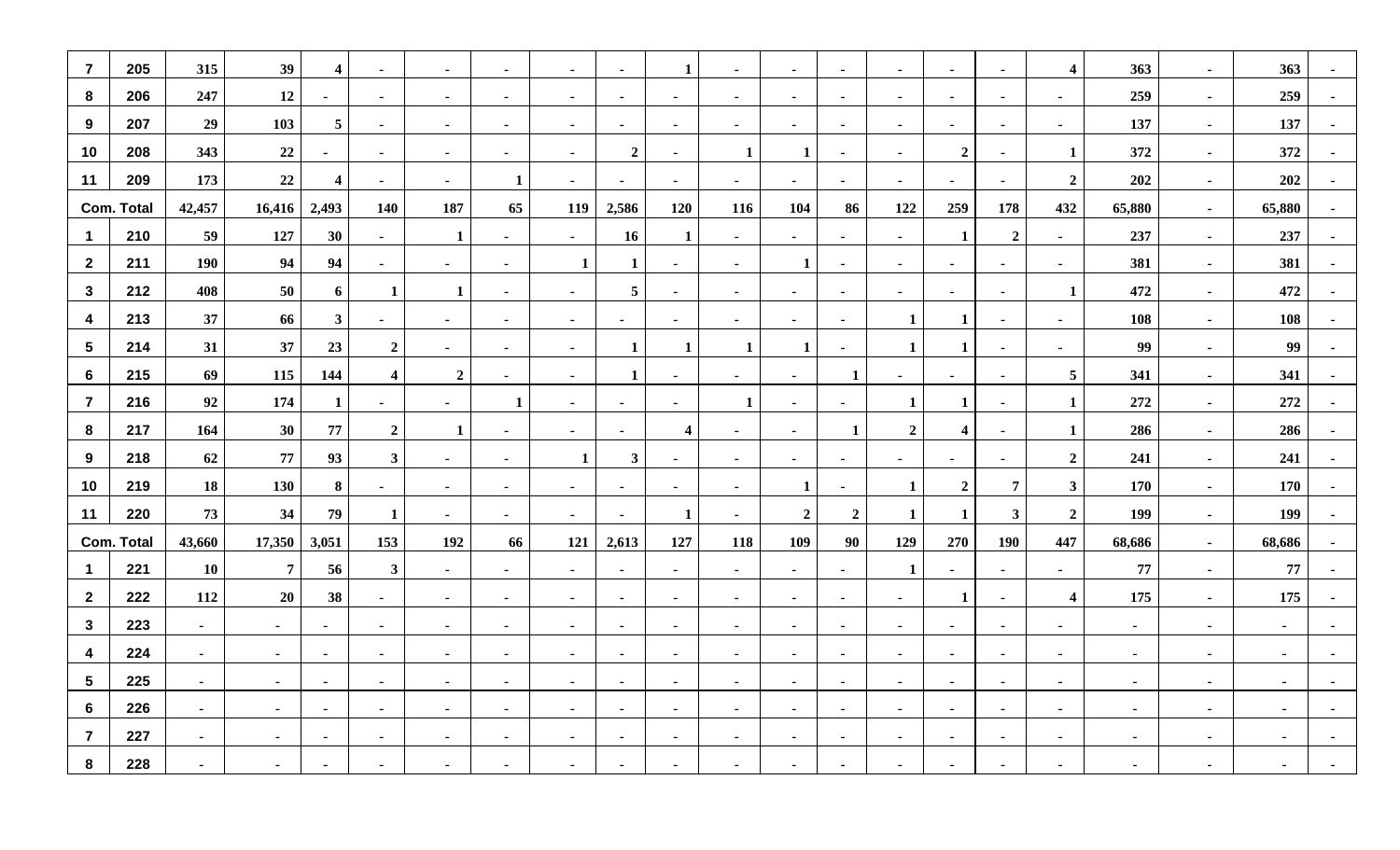| 7 | 205 | 315 | 39 | 4 | - | - | - | - | - | 1 | - | - | - | - | - | - | 4 | 363 | - | 363 | - |
|---|---|---|---|---|---|---|---|---|---|---|---|---|---|---|---|---|---|---|---|---|---|
| 8 | 206 | 247 | 12 | - | - | - | - | - | - | - | - | - | - | - | - | - | - | 259 | - | 259 | - |
| 9 | 207 | 29 | 103 | 5 | - | - | - | - | - | - | - | - | - | - | - | - | - | 137 | - | 137 | - |
| 10 | 208 | 343 | 22 | - | - | - | - | - | 2 | - | 1 | 1 | - | - | 2 | - | 1 | 372 | - | 372 | - |
| 11 | 209 | 173 | 22 | 4 | - | - | 1 | - | - | - | - | - | - | - | - | - | 2 | 202 | - | 202 | - |
| Com. Total | | 42,457 | 16,416 | 2,493 | 140 | 187 | 65 | 119 | 2,586 | 120 | 116 | 104 | 86 | 122 | 259 | 178 | 432 | 65,880 | - | 65,880 | - |
| 1 | 210 | 59 | 127 | 30 | - | 1 | - | - | 16 | 1 | - | - | - | - | 1 | 2 | - | 237 | - | 237 | - |
| 2 | 211 | 190 | 94 | 94 | - | - | - | 1 | 1 | - | - | 1 | - | - | - | - | - | 381 | - | 381 | - |
| 3 | 212 | 408 | 50 | 6 | 1 | 1 | - | - | 5 | - | - | - | - | - | - | - | 1 | 472 | - | 472 | - |
| 4 | 213 | 37 | 66 | 3 | - | - | - | - | - | - | - | - | - | 1 | 1 | - | - | 108 | - | 108 | - |
| 5 | 214 | 31 | 37 | 23 | 2 | - | - | - | 1 | 1 | 1 | 1 | - | 1 | 1 | - | - | 99 | - | 99 | - |
| 6 | 215 | 69 | 115 | 144 | 4 | 2 | - | - | 1 | - | - | - | 1 | - | - | - | 5 | 341 | - | 341 | - |
| 7 | 216 | 92 | 174 | 1 | - | - | 1 | - | - | - | 1 | - | - | 1 | 1 | - | 1 | 272 | - | 272 | - |
| 8 | 217 | 164 | 30 | 77 | 2 | 1 | - | - | - | 4 | - | - | 1 | 2 | 4 | - | 1 | 286 | - | 286 | - |
| 9 | 218 | 62 | 77 | 93 | 3 | - | - | 1 | 3 | - | - | - | - | - | - | - | 2 | 241 | - | 241 | - |
| 10 | 219 | 18 | 130 | 8 | - | - | - | - | - | - | - | 1 | - | 1 | 2 | 7 | 3 | 170 | - | 170 | - |
| 11 | 220 | 73 | 34 | 79 | 1 | - | - | - | - | 1 | - | 2 | 2 | 1 | 1 | 3 | 2 | 199 | - | 199 | - |
| Com. Total | | 43,660 | 17,350 | 3,051 | 153 | 192 | 66 | 121 | 2,613 | 127 | 118 | 109 | 90 | 129 | 270 | 190 | 447 | 68,686 | - | 68,686 | - |
| 1 | 221 | 10 | 7 | 56 | 3 | - | - | - | - | - | - | - | - | 1 | - | - | - | 77 | - | 77 | - |
| 2 | 222 | 112 | 20 | 38 | - | - | - | - | - | - | - | - | - | - | 1 | - | 4 | 175 | - | 175 | - |
| 3 | 223 | - | - | - | - | - | - | - | - | - | - | - | - | - | - | - | - | - | - | - | - |
| 4 | 224 | - | - | - | - | - | - | - | - | - | - | - | - | - | - | - | - | - | - | - | - |
| 5 | 225 | - | - | - | - | - | - | - | - | - | - | - | - | - | - | - | - | - | - | - | - |
| 6 | 226 | - | - | - | - | - | - | - | - | - | - | - | - | - | - | - | - | - | - | - | - |
| 7 | 227 | - | - | - | - | - | - | - | - | - | - | - | - | - | - | - | - | - | - | - | - |
| 8 | 228 | - | - | - | - | - | - | - | - | - | - | - | - | - | - | - | - | - | - | - | - |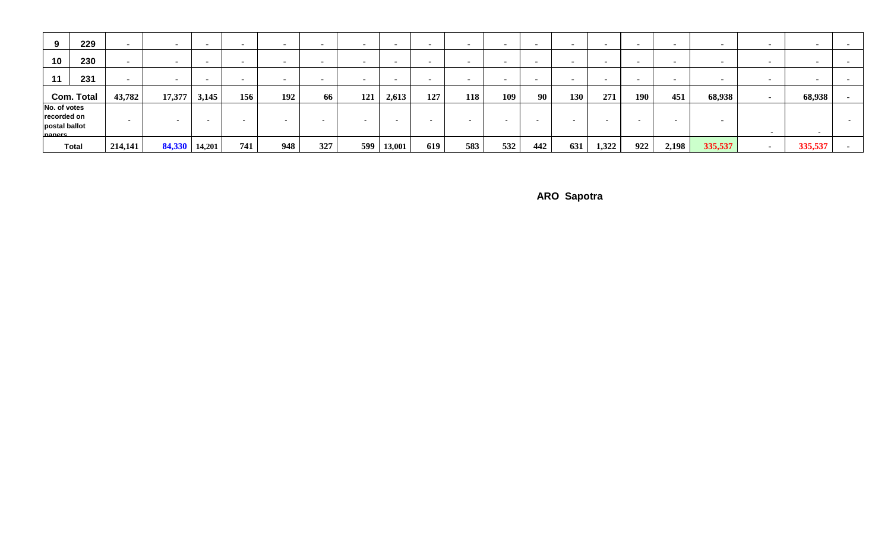| | | | | | | | | | | | | | | | | | | | | | | |
|---|---|---|---|---|---|---|---|---|---|---|---|---|---|---|---|---|---|---|---|---|---|---|
| 9 | 229 | - | - | - | - | - | - | - | - | - | - | - | - | - | - | - | - | - | - | - | - |
| 10 | 230 | - | - | - | - | - | - | - | - | - | - | - | - | - | - | - | - | - | - | - | - |
| 11 | 231 | - | - | - | - | - | - | - | - | - | - | - | - | - | - | - | - | - | - | - | - |
| Com. Total | | 43,782 | 17,377 | 3,145 | 156 | 192 | 66 | 121 | 2,613 | 127 | 118 | 109 | 90 | 130 | 271 | 190 | 451 | 68,938 | - | 68,938 | - |
| No. of votes recorded on postal ballot papers | | - | - | - | - | - | - | - | - | - | - | - | - | - | - | - | - | - | - | - | - |
| Total | | 214,141 | 84,330 | 14,201 | 741 | 948 | 327 | 599 | 13,001 | 619 | 583 | 532 | 442 | 631 | 1,322 | 922 | 2,198 | 335,537 | - | 335,537 | - |

**ARO Sapotra**